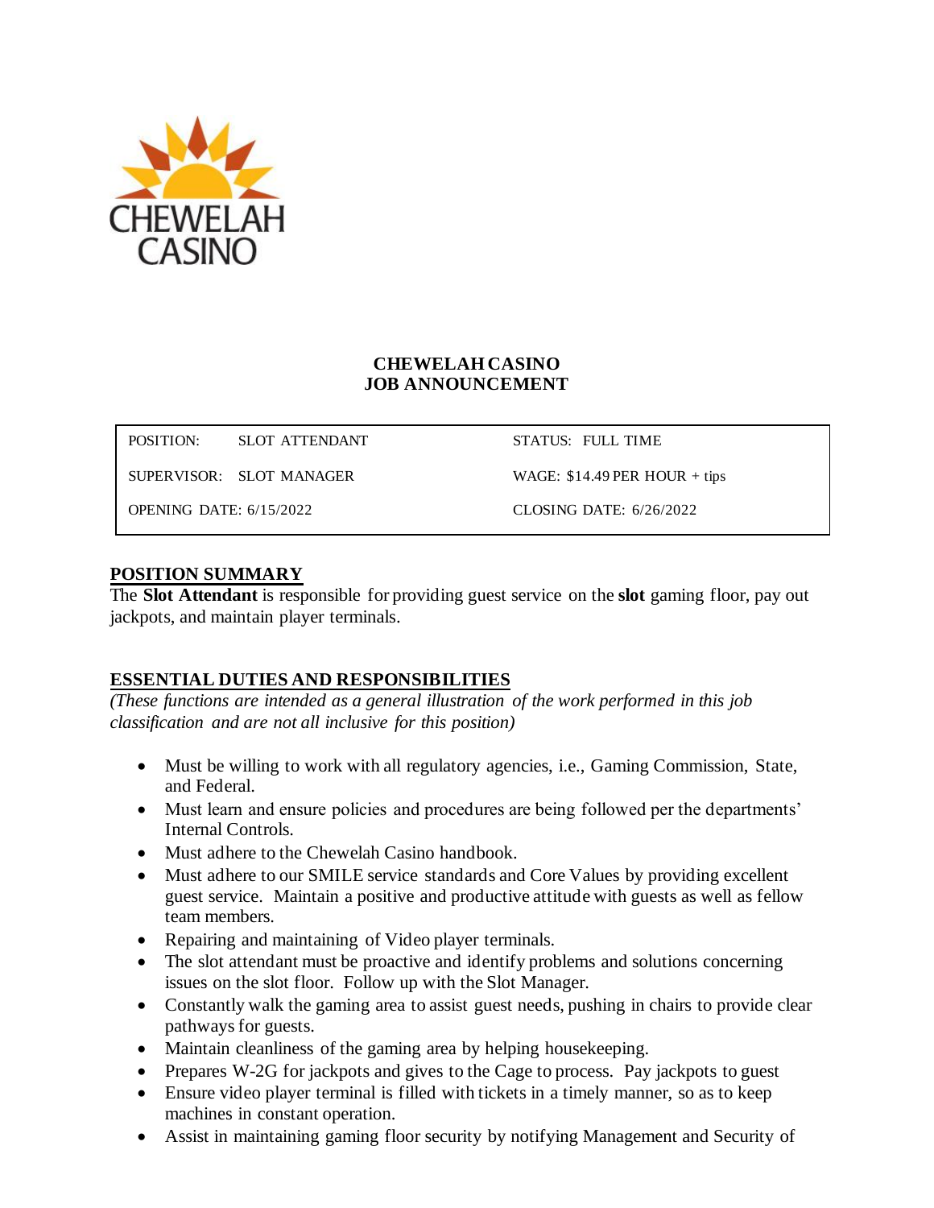**CHEWELAH CASINO**
**JOB ANNOUNCEMENT**

| | | |
|---|---|---|
| POSITION: | SLOT ATTENDANT | STATUS: FULL TIME |
| SUPERVISOR: | SLOT MANAGER | WAGE: $14.49 PER HOUR + tips |
| OPENING DATE: 6/15/2022 | | CLOSING DATE: 6/26/2022 |

## POSITION SUMMARY

The **Slot Attendant** is responsible for providing guest service on the **slot** gaming floor, pay out jackpots, and maintain player terminals.

## ESSENTIAL DUTIES AND RESPONSIBILITIES

*(These functions are intended as a general illustration of the work performed in this job classification and are not all inclusive for this position)*

- Must be willing to work with all regulatory agencies, i.e., Gaming Commission, State, and Federal.
- Must learn and ensure policies and procedures are being followed per the departments' Internal Controls.
- Must adhere to the Chewelah Casino handbook.
- Must adhere to our SMILE service standards and Core Values by providing excellent guest service. Maintain a positive and productive attitude with guests as well as fellow team members.
- Repairing and maintaining of Video player terminals.
- The slot attendant must be proactive and identify problems and solutions concerning issues on the slot floor. Follow up with the Slot Manager.
- Constantly walk the gaming area to assist guest needs, pushing in chairs to provide clear pathways for guests.
- Maintain cleanliness of the gaming area by helping housekeeping.
- Prepares W-2G for jackpots and gives to the Cage to process. Pay jackpots to guest
- Ensure video player terminal is filled with tickets in a timely manner, so as to keep machines in constant operation.
- Assist in maintaining gaming floor security by notifying Management and Security of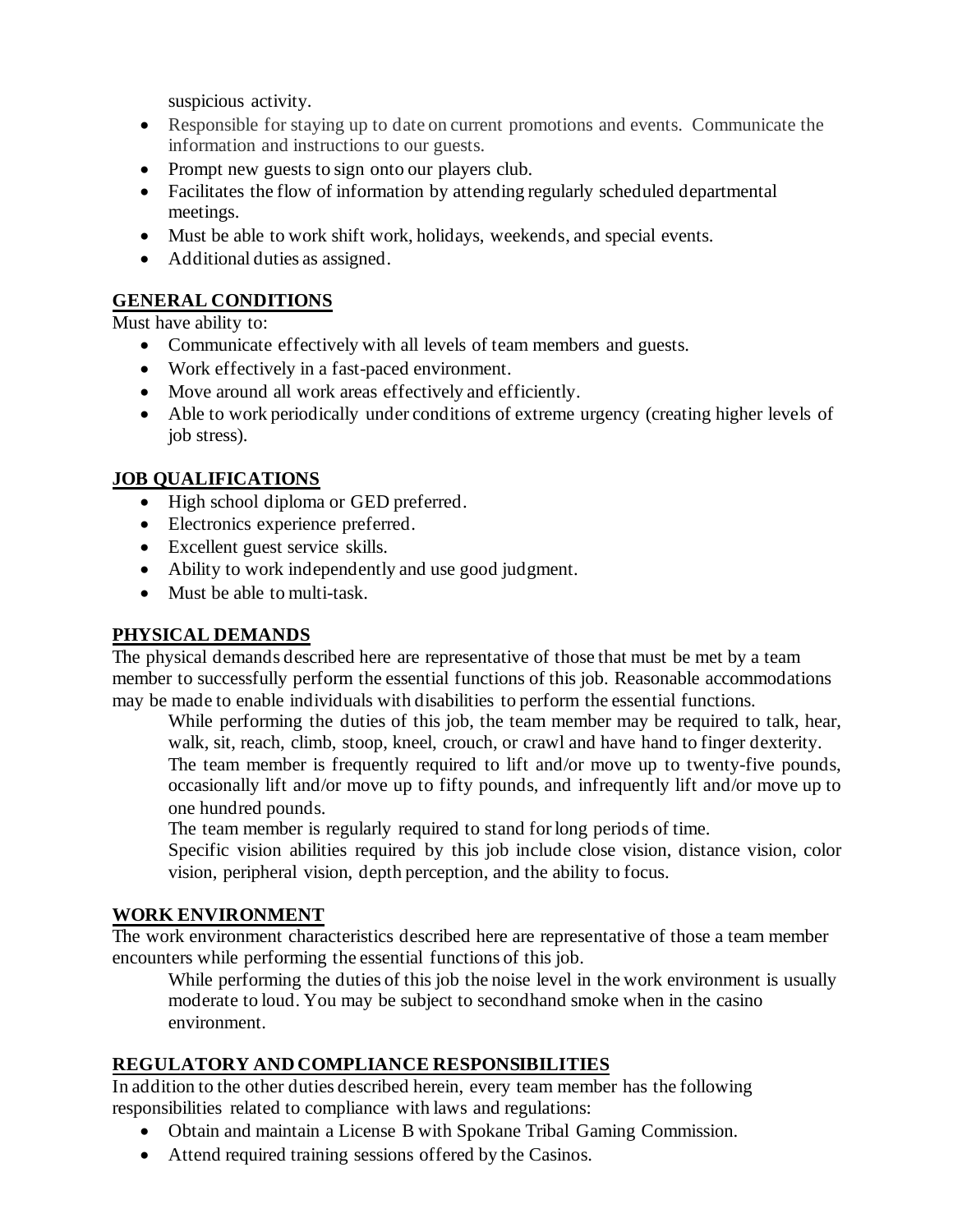suspicious activity.

- Responsible for staying up to date on current promotions and events. Communicate the information and instructions to our guests.
- Prompt new guests to sign onto our players club.
- Facilitates the flow of information by attending regularly scheduled departmental meetings.
- Must be able to work shift work, holidays, weekends, and special events.
- Additional duties as assigned.

## GENERAL CONDITIONS

Must have ability to:

- Communicate effectively with all levels of team members and guests.
- Work effectively in a fast-paced environment.
- Move around all work areas effectively and efficiently.
- Able to work periodically under conditions of extreme urgency (creating higher levels of job stress).

## JOB QUALIFICATIONS

- High school diploma or GED preferred.
- Electronics experience preferred.
- Excellent guest service skills.
- Ability to work independently and use good judgment.
- Must be able to multi-task.

## PHYSICAL DEMANDS

The physical demands described here are representative of those that must be met by a team member to successfully perform the essential functions of this job. Reasonable accommodations may be made to enable individuals with disabilities to perform the essential functions.

While performing the duties of this job, the team member may be required to talk, hear, walk, sit, reach, climb, stoop, kneel, crouch, or crawl and have hand to finger dexterity. The team member is frequently required to lift and/or move up to twenty-five pounds, occasionally lift and/or move up to fifty pounds, and infrequently lift and/or move up to one hundred pounds.

The team member is regularly required to stand for long periods of time.

Specific vision abilities required by this job include close vision, distance vision, color vision, peripheral vision, depth perception, and the ability to focus.

## WORK ENVIRONMENT

The work environment characteristics described here are representative of those a team member encounters while performing the essential functions of this job.

While performing the duties of this job the noise level in the work environment is usually moderate to loud. You may be subject to secondhand smoke when in the casino environment.

## REGULATORY AND COMPLIANCE RESPONSIBILITIES

In addition to the other duties described herein, every team member has the following responsibilities related to compliance with laws and regulations:

- Obtain and maintain a License B with Spokane Tribal Gaming Commission.
- Attend required training sessions offered by the Casinos.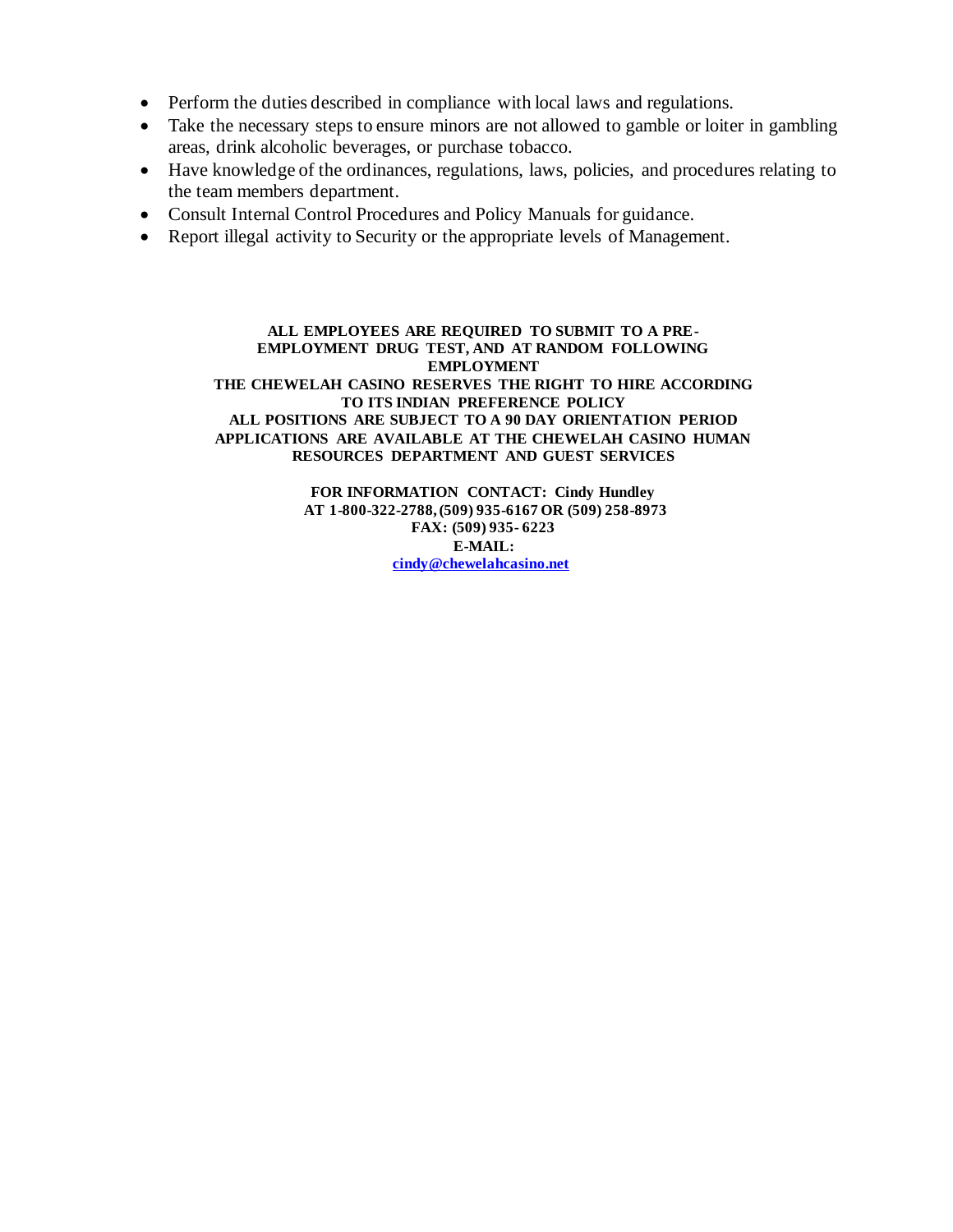- Perform the duties described in compliance with local laws and regulations.
- Take the necessary steps to ensure minors are not allowed to gamble or loiter in gambling areas, drink alcoholic beverages, or purchase tobacco.
- Have knowledge of the ordinances, regulations, laws, policies, and procedures relating to the team members department.
- Consult Internal Control Procedures and Policy Manuals for guidance.
- Report illegal activity to Security or the appropriate levels of Management.

**ALL EMPLOYEES ARE REQUIRED TO SUBMIT TO A PRE-EMPLOYMENT DRUG TEST, AND AT RANDOM FOLLOWING EMPLOYMENT**
**THE CHEWELAH CASINO RESERVES THE RIGHT TO HIRE ACCORDING TO ITS INDIAN PREFERENCE POLICY**
**ALL POSITIONS ARE SUBJECT TO A 90 DAY ORIENTATION PERIOD**
**APPLICATIONS ARE AVAILABLE AT THE CHEWELAH CASINO HUMAN RESOURCES DEPARTMENT AND GUEST SERVICES**

**FOR INFORMATION CONTACT: Cindy Hundley**
**AT 1-800-322-2788, (509) 935-6167 OR (509) 258-8973**
**FAX: (509) 935- 6223**
**E-MAIL:**
**[cindy@chewelahcasino.net](mailto:cindy@chewelahcasino.net)**